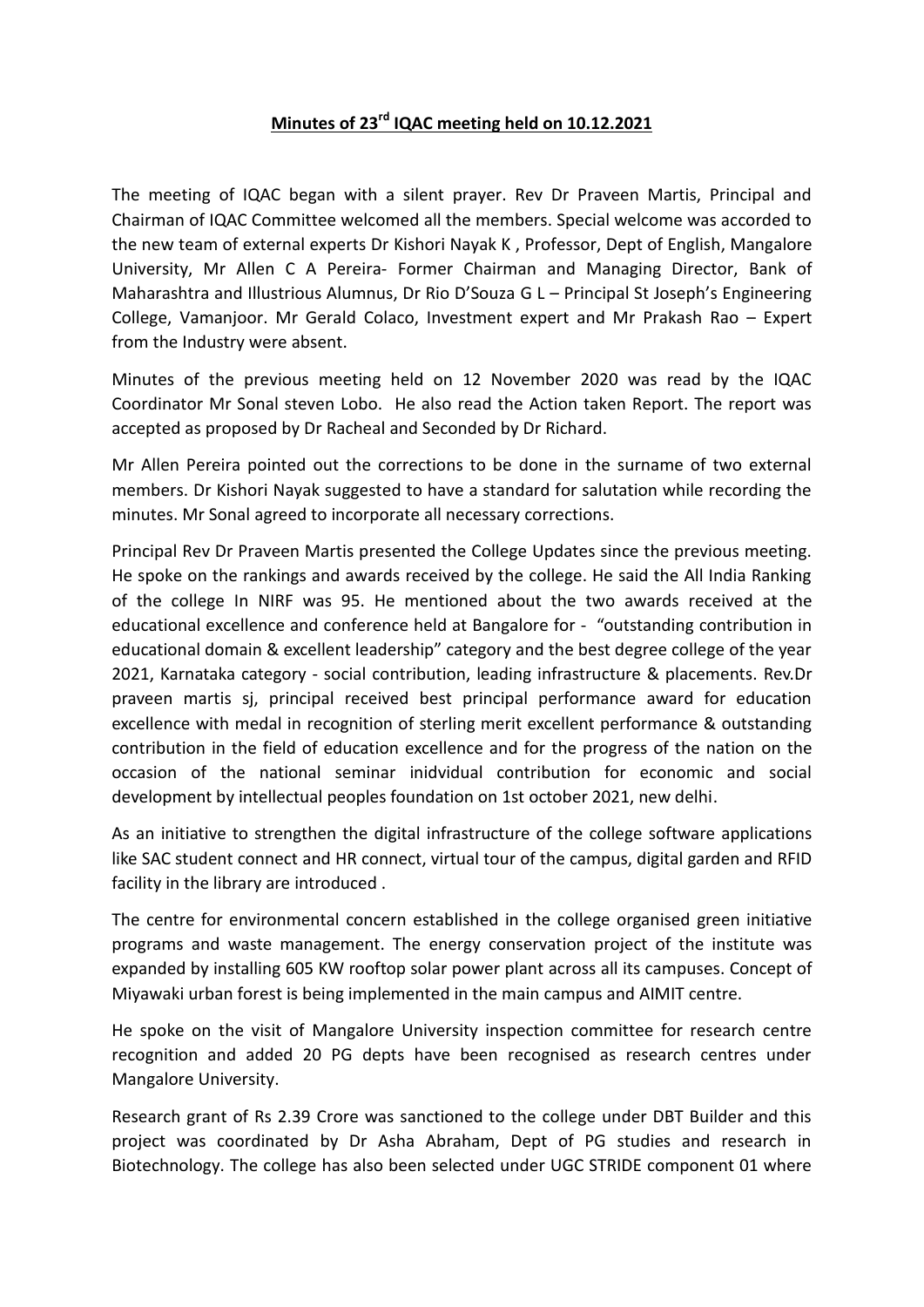# Minutes of 23rd IQAC meeting held on 10.12.2021

The meeting of IQAC began with a silent prayer. Rev Dr Praveen Martis, Principal and Chairman of IQAC Committee welcomed all the members. Special welcome was accorded to the new team of external experts Dr Kishori Nayak K , Professor, Dept of English, Mangalore University, Mr Allen C A Pereira- Former Chairman and Managing Director, Bank of Maharashtra and Illustrious Alumnus, Dr Rio D'Souza G L – Principal St Joseph's Engineering College, Vamanjoor. Mr Gerald Colaco, Investment expert and Mr Prakash Rao – Expert from the Industry were absent.

Minutes of the previous meeting held on 12 November 2020 was read by the IQAC Coordinator Mr Sonal steven Lobo. He also read the Action taken Report. The report was accepted as proposed by Dr Racheal and Seconded by Dr Richard.

Mr Allen Pereira pointed out the corrections to be done in the surname of two external members. Dr Kishori Nayak suggested to have a standard for salutation while recording the minutes. Mr Sonal agreed to incorporate all necessary corrections.

Principal Rev Dr Praveen Martis presented the College Updates since the previous meeting. He spoke on the rankings and awards received by the college. He said the All India Ranking of the college In NIRF was 95. He mentioned about the two awards received at the educational excellence and conference held at Bangalore for - "outstanding contribution in educational domain & excellent leadership" category and the best degree college of the year 2021, Karnataka category - social contribution, leading infrastructure & placements. Rev.Dr praveen martis sj, principal received best principal performance award for education excellence with medal in recognition of sterling merit excellent performance & outstanding contribution in the field of education excellence and for the progress of the nation on the occasion of the national seminar inidvidual contribution for economic and social development by intellectual peoples foundation on 1st october 2021, new delhi.

As an initiative to strengthen the digital infrastructure of the college software applications like SAC student connect and HR connect, virtual tour of the campus, digital garden and RFID facility in the library are introduced .

The centre for environmental concern established in the college organised green initiative programs and waste management. The energy conservation project of the institute was expanded by installing 605 KW rooftop solar power plant across all its campuses. Concept of Miyawaki urban forest is being implemented in the main campus and AIMIT centre.

He spoke on the visit of Mangalore University inspection committee for research centre recognition and added 20 PG depts have been recognised as research centres under Mangalore University.

Research grant of Rs 2.39 Crore was sanctioned to the college under DBT Builder and this project was coordinated by Dr Asha Abraham, Dept of PG studies and research in Biotechnology. The college has also been selected under UGC STRIDE component 01 where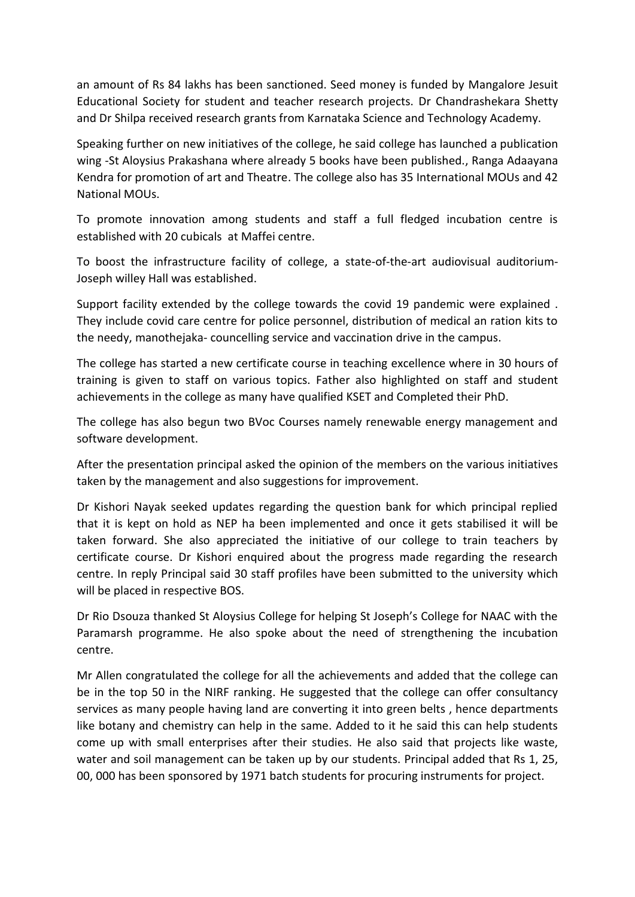an amount of Rs 84 lakhs has been sanctioned. Seed money is funded by Mangalore Jesuit Educational Society for student and teacher research projects. Dr Chandrashekara Shetty and Dr Shilpa received research grants from Karnataka Science and Technology Academy.

Speaking further on new initiatives of the college, he said college has launched a publication wing -St Aloysius Prakashana where already 5 books have been published., Ranga Adaayana Kendra for promotion of art and Theatre. The college also has 35 International MOUs and 42 National MOUs.

To promote innovation among students and staff a full fledged incubation centre is established with 20 cubicals at Maffei centre.

To boost the infrastructure facility of college, a state-of-the-art audiovisual auditorium-Joseph willey Hall was established.

Support facility extended by the college towards the covid 19 pandemic were explained . They include covid care centre for police personnel, distribution of medical an ration kits to the needy, manothejaka- councelling service and vaccination drive in the campus.

The college has started a new certificate course in teaching excellence where in 30 hours of training is given to staff on various topics. Father also highlighted on staff and student achievements in the college as many have qualified KSET and Completed their PhD.

The college has also begun two BVoc Courses namely renewable energy management and software development.

After the presentation principal asked the opinion of the members on the various initiatives taken by the management and also suggestions for improvement.

Dr Kishori Nayak seeked updates regarding the question bank for which principal replied that it is kept on hold as NEP ha been implemented and once it gets stabilised it will be taken forward. She also appreciated the initiative of our college to train teachers by certificate course. Dr Kishori enquired about the progress made regarding the research centre. In reply Principal said 30 staff profiles have been submitted to the university which will be placed in respective BOS.

Dr Rio Dsouza thanked St Aloysius College for helping St Joseph's College for NAAC with the Paramarsh programme. He also spoke about the need of strengthening the incubation centre.

Mr Allen congratulated the college for all the achievements and added that the college can be in the top 50 in the NIRF ranking. He suggested that the college can offer consultancy services as many people having land are converting it into green belts , hence departments like botany and chemistry can help in the same. Added to it he said this can help students come up with small enterprises after their studies. He also said that projects like waste, water and soil management can be taken up by our students. Principal added that Rs 1, 25, 00, 000 has been sponsored by 1971 batch students for procuring instruments for project.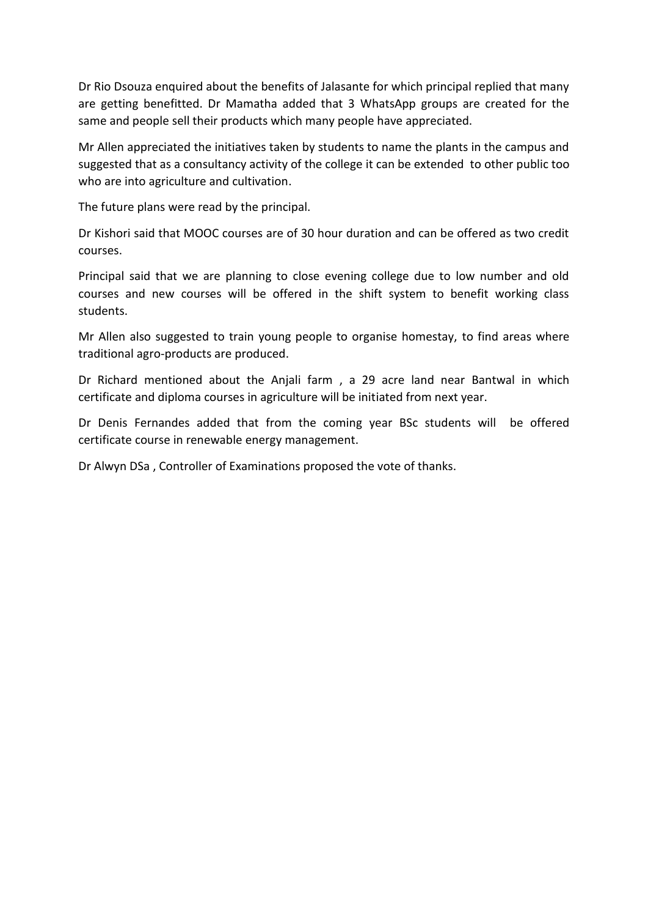Dr Rio Dsouza enquired about the benefits of Jalasante for which principal replied that many are getting benefitted. Dr Mamatha added that 3 WhatsApp groups are created for the same and people sell their products which many people have appreciated.

Mr Allen appreciated the initiatives taken by students to name the plants in the campus and suggested that as a consultancy activity of the college it can be extended to other public too who are into agriculture and cultivation.

The future plans were read by the principal.

Dr Kishori said that MOOC courses are of 30 hour duration and can be offered as two credit courses.

Principal said that we are planning to close evening college due to low number and old courses and new courses will be offered in the shift system to benefit working class students.

Mr Allen also suggested to train young people to organise homestay, to find areas where traditional agro-products are produced.

Dr Richard mentioned about the Anjali farm , a 29 acre land near Bantwal in which certificate and diploma courses in agriculture will be initiated from next year.

Dr Denis Fernandes added that from the coming year BSc students will be offered certificate course in renewable energy management.

Dr Alwyn DSa , Controller of Examinations proposed the vote of thanks.